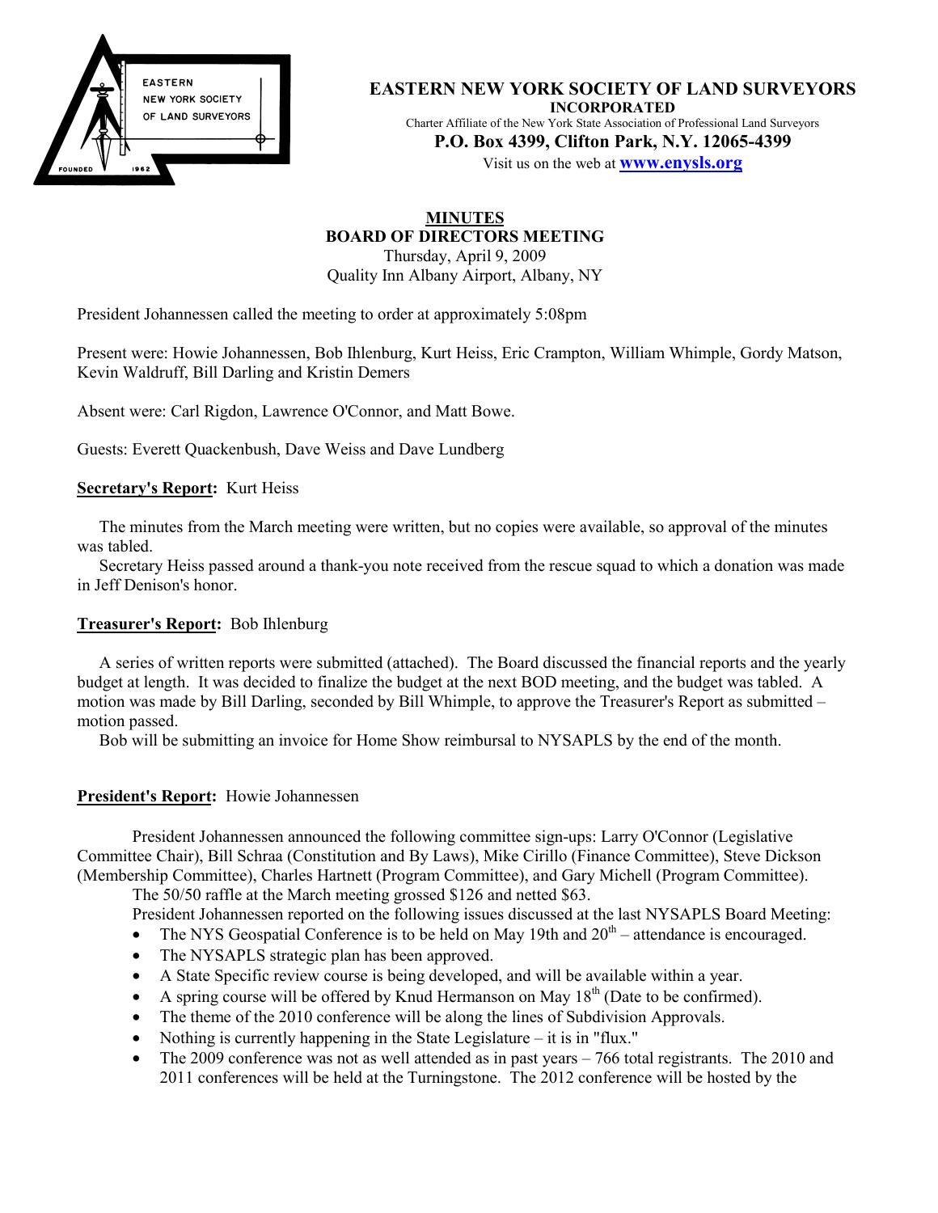**EASTERN NEW YORK SOCIETY OF LAND SURVEYORS**
**INCORPORATED**
Charter Affiliate of the New York State Association of Professional Land Surveyors
**P.O. Box 4399, Clifton Park, N.Y. 12065-4399**
Visit us on the web at **www.enysls.org**

# MINUTES
## BOARD OF DIRECTORS MEETING
Thursday, April 9, 2009
Quality Inn Albany Airport, Albany, NY

President Johannessen called the meeting to order at approximately 5:08pm

Present were: Howie Johannessen, Bob Ihlenburg, Kurt Heiss, Eric Crampton, William Whimple, Gordy Matson, Kevin Waldruff, Bill Darling and Kristin Demers

Absent were: Carl Rigdon, Lawrence O'Connor, and Matt Bowe.

Guests: Everett Quackenbush, Dave Weiss and Dave Lundberg

**Secretary's Report:** Kurt Heiss

The minutes from the March meeting were written, but no copies were available, so approval of the minutes was tabled.

Secretary Heiss passed around a thank-you note received from the rescue squad to which a donation was made in Jeff Denison's honor.

**Treasurer's Report:** Bob Ihlenburg

A series of written reports were submitted (attached). The Board discussed the financial reports and the yearly budget at length. It was decided to finalize the budget at the next BOD meeting, and the budget was tabled. A motion was made by Bill Darling, seconded by Bill Whimple, to approve the Treasurer's Report as submitted – motion passed.

Bob will be submitting an invoice for Home Show reimbursal to NYSAPLS by the end of the month.

**President's Report:** Howie Johannessen

President Johannessen announced the following committee sign-ups: Larry O'Connor (Legislative Committee Chair), Bill Schraa (Constitution and By Laws), Mike Cirillo (Finance Committee), Steve Dickson (Membership Committee), Charles Hartnett (Program Committee), and Gary Michell (Program Committee).

The 50/50 raffle at the March meeting grossed $126 and netted $63.

President Johannessen reported on the following issues discussed at the last NYSAPLS Board Meeting:

- The NYS Geospatial Conference is to be held on May 19th and 20th – attendance is encouraged.
- The NYSAPLS strategic plan has been approved.
- A State Specific review course is being developed, and will be available within a year.
- A spring course will be offered by Knud Hermanson on May 18th (Date to be confirmed).
- The theme of the 2010 conference will be along the lines of Subdivision Approvals.
- Nothing is currently happening in the State Legislature – it is in "flux."
- The 2009 conference was not as well attended as in past years – 766 total registrants. The 2010 and 2011 conferences will be held at the Turningstone. The 2012 conference will be hosted by the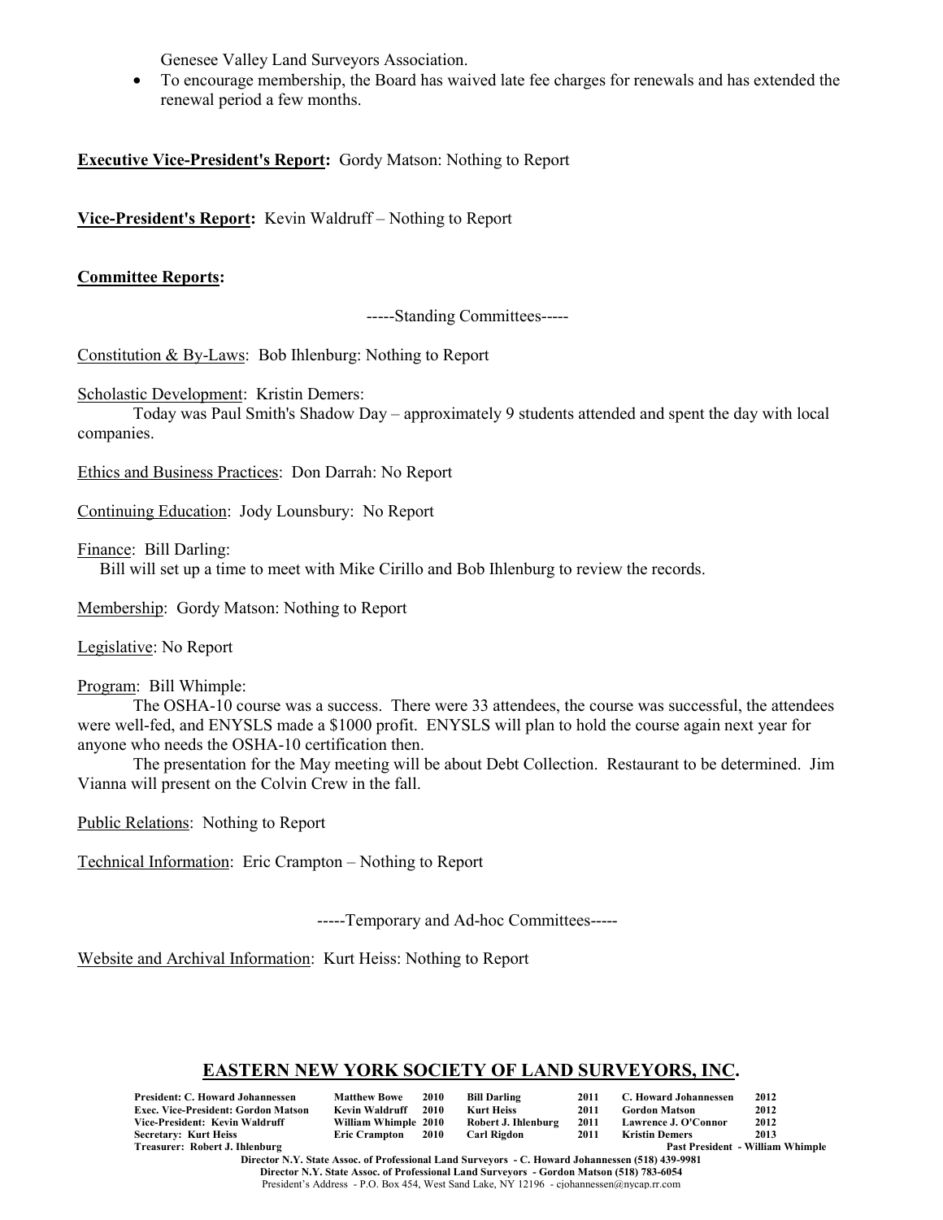Genesee Valley Land Surveyors Association.

- To encourage membership, the Board has waived late fee charges for renewals and has extended the renewal period a few months.

**Executive Vice-President's Report:** Gordy Matson: Nothing to Report

**Vice-President's Report:** Kevin Waldruff – Nothing to Report

**Committee Reports:**

-----Standing Committees-----

Constitution & By-Laws: Bob Ihlenburg: Nothing to Report

Scholastic Development: Kristin Demers:

Today was Paul Smith's Shadow Day – approximately 9 students attended and spent the day with local companies.

Ethics and Business Practices: Don Darrah: No Report

Continuing Education: Jody Lounsbury: No Report

Finance: Bill Darling:

Bill will set up a time to meet with Mike Cirillo and Bob Ihlenburg to review the records.

Membership: Gordy Matson: Nothing to Report

Legislative: No Report

Program: Bill Whimple:

The OSHA-10 course was a success. There were 33 attendees, the course was successful, the attendees were well-fed, and ENYSLS made a $1000 profit. ENYSLS will plan to hold the course again next year for anyone who needs the OSHA-10 certification then.

The presentation for the May meeting will be about Debt Collection. Restaurant to be determined. Jim Vianna will present on the Colvin Crew in the fall.

Public Relations: Nothing to Report

Technical Information: Eric Crampton – Nothing to Report

-----Temporary and Ad-hoc Committees-----

Website and Archival Information: Kurt Heiss: Nothing to Report

## EASTERN NEW YORK SOCIETY OF LAND SURVEYORS, INC.

| | | | | | | | |
|---|---|---|---|---|---|---|---|
| President: C. Howard Johannessen | Matthew Bowe | 2010 | Bill Darling | 2011 | C. Howard Johannessen | 2012 |
| Exec. Vice-President: Gordon Matson | Kevin Waldruff | 2010 | Kurt Heiss | 2011 | Gordon Matson | 2012 |
| Vice-President: Kevin Waldruff | William Whimple | 2010 | Robert J. Ihlenburg | 2011 | Lawrence J. O'Connor | 2012 |
| Secretary: Kurt Heiss | Eric Crampton | 2010 | Carl Rigdon | 2011 | Kristin Demers | 2013 |
| Treasurer: Robert J. Ihlenburg | | | | | Past President - William Whimple | |

Director N.Y. State Assoc. of Professional Land Surveyors - C. Howard Johannessen (518) 439-9981
Director N.Y. State Assoc. of Professional Land Surveyors - Gordon Matson (518) 783-6054
President's Address - P.O. Box 454, West Sand Lake, NY 12196 - cjohannessen@nycap.rr.com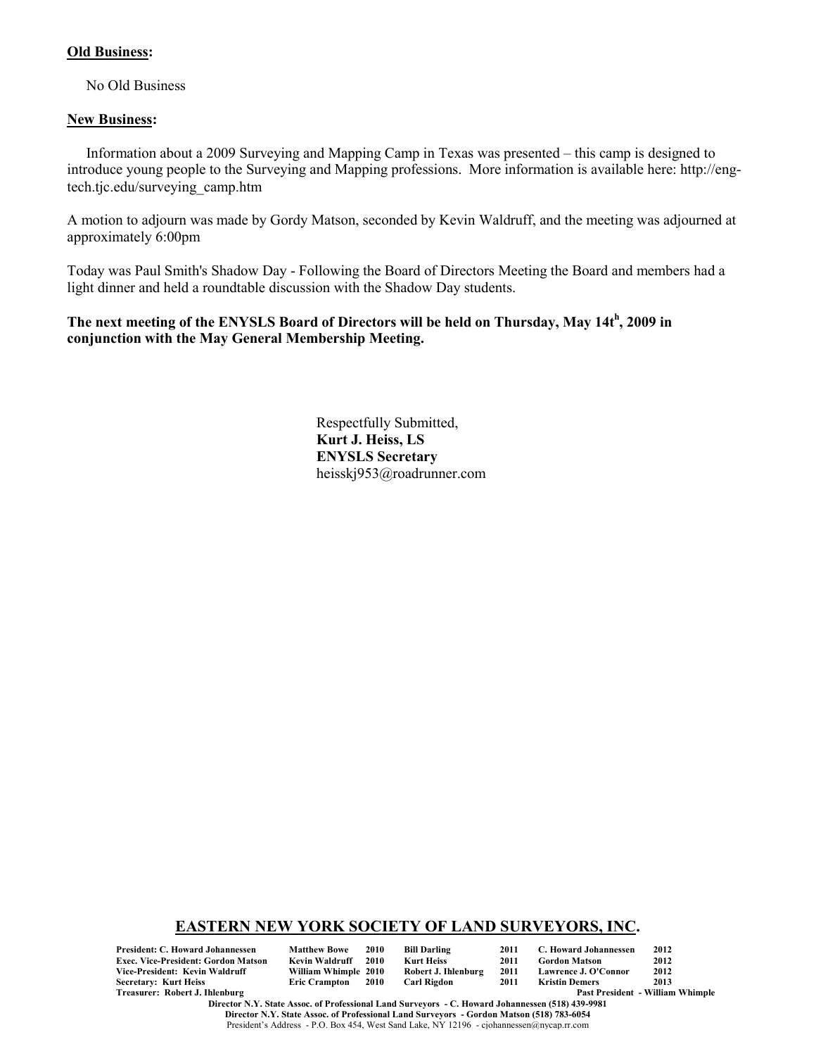**Old Business:**

No Old Business

**New Business:**

Information about a 2009 Surveying and Mapping Camp in Texas was presented – this camp is designed to introduce young people to the Surveying and Mapping professions. More information is available here: http://eng-tech.tjc.edu/surveying_camp.htm

A motion to adjourn was made by Gordy Matson, seconded by Kevin Waldruff, and the meeting was adjourned at approximately 6:00pm

Today was Paul Smith's Shadow Day - Following the Board of Directors Meeting the Board and members had a light dinner and held a roundtable discussion with the Shadow Day students.

**The next meeting of the ENYSLS Board of Directors will be held on Thursday, May 14th, 2009 in conjunction with the May General Membership Meeting.**

Respectfully Submitted,
**Kurt J. Heiss, LS**
**ENYSLS Secretary**
heisskj953@roadrunner.com

## EASTERN NEW YORK SOCIETY OF LAND SURVEYORS, INC.

| | | | | | | | |
|---|---|---|---|---|---|---|---|
| **President: C. Howard Johannessen** | **Matthew Bowe** | **2010** | **Bill Darling** | **2011** | **C. Howard Johannessen** | **2012** |
| **Exec. Vice-President: Gordon Matson** | **Kevin Waldruff** | **2010** | **Kurt Heiss** | **2011** | **Gordon Matson** | **2012** |
| **Vice-President: Kevin Waldruff** | **William Whimple** | **2010** | **Robert J. Ihlenburg** | **2011** | **Lawrence J. O'Connor** | **2012** |
| **Secretary: Kurt Heiss** | **Eric Crampton** | **2010** | **Carl Rigdon** | **2011** | **Kristin Demers** | **2013** |
| **Treasurer: Robert J. Ihlenburg** | | | | | **Past President - William Whimple** | |

**Director N.Y. State Assoc. of Professional Land Surveyors - C. Howard Johannessen (518) 439-9981**
**Director N.Y. State Assoc. of Professional Land Surveyors - Gordon Matson (518) 783-6054**
President's Address - P.O. Box 454, West Sand Lake, NY 12196 - cjohannessen@nycap.rr.com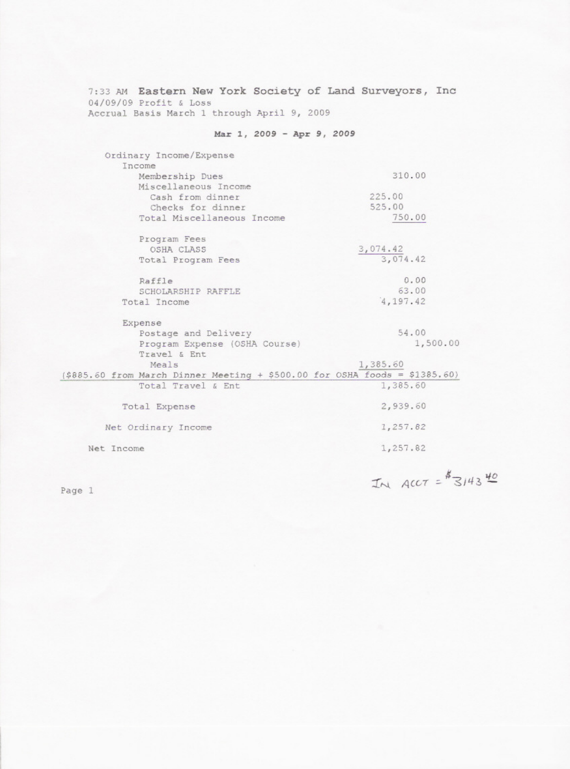7:33 AM **Eastern New York Society of Land Surveyors, Inc**
04/09/09 Profit & Loss
Accrual Basis March 1 through April 9, 2009

| | Mar 1, 2009 - Apr 9, 2009 | |
|---|---|---|
| Ordinary Income/Expense | | |
| Income | | |
| Membership Dues | | 310.00 |
| Miscellaneous Income | | |
| Cash from dinner | 225.00 | |
| Checks for dinner | 525.00 | |
| Total Miscellaneous Income | | 750.00 |
| Program Fees | | |
| OSHA CLASS | 3,074.42 | |
| Total Program Fees | | 3,074.42 |
| Raffle | | 0.00 |
| SCHOLARSHIP RAFFLE | | 63.00 |
| Total Income | | 4,197.42 |
| Expense | | |
| Postage and Delivery | | 54.00 |
| Program Expense (OSHA Course) | | 1,500.00 |
| Travel & Ent | | |
| Meals | 1,385.60 | |
| ($885.60 from March Dinner Meeting + $500.00 for OSHA foods = $1385.60) | | |
| Total Travel & Ent | | 1,385.60 |
| Total Expense | | 2,939.60 |
| Net Ordinary Income | | 1,257.82 |
| Net Income | | 1,257.82 |

IN ACCT = $3143.40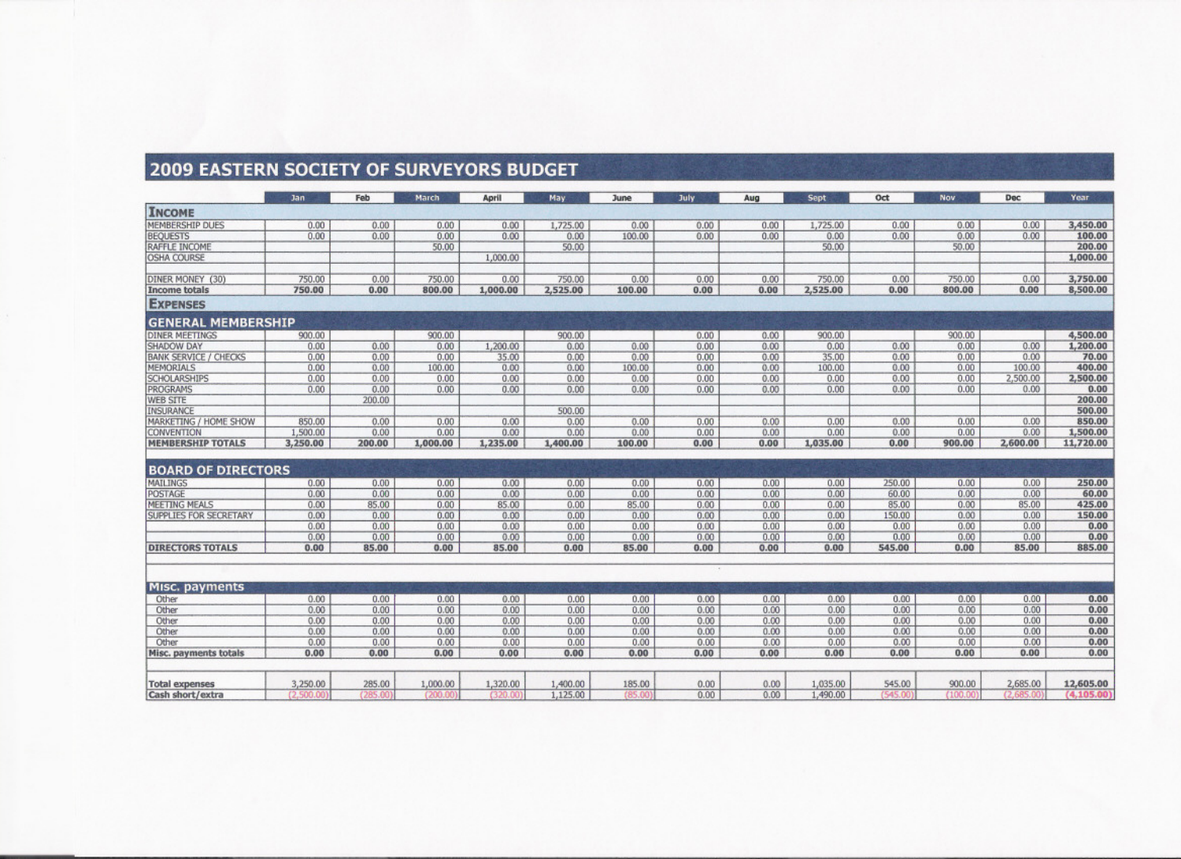# 2009 EASTERN SOCIETY OF SURVEYORS BUDGET

| | Jan | Feb | March | April | May | June | July | Aug | Sept | Oct | Nov | Dec | Year |
|---|---|---|---|---|---|---|---|---|---|---|---|---|---|
| **INCOME** | | | | | | | | | | | | | |
| MEMBERSHIP DUES | 0.00 | 0.00 | 0.00 | 0.00 | 1,725.00 | 0.00 | 0.00 | 0.00 | 1,725.00 | 0.00 | 0.00 | 0.00 | **3,450.00** |
| BEQUESTS | 0.00 | 0.00 | 0.00 | 0.00 | 0.00 | 100.00 | 0.00 | 0.00 | 0.00 | 0.00 | 0.00 | 0.00 | **100.00** |
| RAFFLE INCOME | | | 50.00 | | 50.00 | | | | 50.00 | | 50.00 | | **200.00** |
| OSHA COURSE | | | | 1,000.00 | | | | | | | | | **1,000.00** |
| | | | | | | | | | | | | | |
| DINER MONEY (30) | 750.00 | 0.00 | 750.00 | 0.00 | 750.00 | 0.00 | 0.00 | 0.00 | 750.00 | 0.00 | 750.00 | 0.00 | **3,750.00** |
| **Income totals** | **750.00** | **0.00** | **800.00** | **1,000.00** | **2,525.00** | **100.00** | **0.00** | **0.00** | **2,525.00** | **0.00** | **800.00** | **0.00** | **8,500.00** |
| **EXPENSES** | | | | | | | | | | | | | |
| **GENERAL MEMBERSHIP** | | | | | | | | | | | | | |
| DINER MEETINGS | 900.00 | | 900.00 | | 900.00 | | 0.00 | 0.00 | 900.00 | | 900.00 | | **4,500.00** |
| SHADOW DAY | 0.00 | 0.00 | 0.00 | 1,200.00 | 0.00 | 0.00 | 0.00 | 0.00 | 0.00 | 0.00 | 0.00 | 0.00 | **1,200.00** |
| BANK SERVICE / CHECKS | 0.00 | 0.00 | 0.00 | 35.00 | 0.00 | 0.00 | 0.00 | 0.00 | 35.00 | 0.00 | 0.00 | 0.00 | **70.00** |
| MEMORIALS | 0.00 | 0.00 | 100.00 | 0.00 | 0.00 | 100.00 | 0.00 | 0.00 | 100.00 | 0.00 | 0.00 | 100.00 | **400.00** |
| SCHOLARSHIPS | 0.00 | 0.00 | 0.00 | 0.00 | 0.00 | 0.00 | 0.00 | 0.00 | 0.00 | 0.00 | 0.00 | 2,500.00 | **2,500.00** |
| PROGRAMS | 0.00 | 0.00 | 0.00 | 0.00 | 0.00 | 0.00 | 0.00 | 0.00 | 0.00 | 0.00 | 0.00 | 0.00 | **0.00** |
| WEB SITE | | 200.00 | | | | | | | | | | | **200.00** |
| INSURANCE | | | | | 500.00 | | | | | | | | **500.00** |
| MARKETING / HOME SHOW | 850.00 | 0.00 | 0.00 | 0.00 | 0.00 | 0.00 | 0.00 | 0.00 | 0.00 | 0.00 | 0.00 | 0.00 | **850.00** |
| CONVENTION | 1,500.00 | 0.00 | 0.00 | 0.00 | 0.00 | 0.00 | 0.00 | 0.00 | 0.00 | 0.00 | 0.00 | 0.00 | **1,500.00** |
| **MEMBERSHIP TOTALS** | **3,250.00** | **200.00** | **1,000.00** | **1,235.00** | **1,400.00** | **100.00** | **0.00** | **0.00** | **1,035.00** | **0.00** | **900.00** | **2,600.00** | **11,720.00** |
| | | | | | | | | | | | | | |
| **BOARD OF DIRECTORS** | | | | | | | | | | | | | |
| MAILINGS | 0.00 | 0.00 | 0.00 | 0.00 | 0.00 | 0.00 | 0.00 | 0.00 | 0.00 | 250.00 | 0.00 | 0.00 | **250.00** |
| POSTAGE | 0.00 | 0.00 | 0.00 | 0.00 | 0.00 | 0.00 | 0.00 | 0.00 | 0.00 | 60.00 | 0.00 | 0.00 | **60.00** |
| MEETING MEALS | 0.00 | 85.00 | 0.00 | 85.00 | 0.00 | 85.00 | 0.00 | 0.00 | 0.00 | 85.00 | 0.00 | 85.00 | **425.00** |
| SUPPLIES FOR SECRETARY | 0.00 | 0.00 | 0.00 | 0.00 | 0.00 | 0.00 | 0.00 | 0.00 | 0.00 | 150.00 | 0.00 | 0.00 | **150.00** |
| | 0.00 | 0.00 | 0.00 | 0.00 | 0.00 | 0.00 | 0.00 | 0.00 | 0.00 | 0.00 | 0.00 | 0.00 | **0.00** |
| | 0.00 | 0.00 | 0.00 | 0.00 | 0.00 | 0.00 | 0.00 | 0.00 | 0.00 | 0.00 | 0.00 | 0.00 | **0.00** |
| **DIRECTORS TOTALS** | **0.00** | **85.00** | **0.00** | **85.00** | **0.00** | **85.00** | **0.00** | **0.00** | **0.00** | **545.00** | **0.00** | **85.00** | **885.00** |
| | | | | | | | | | | | | | |
| **Misc. payments** | | | | | | | | | | | | | |
| Other | 0.00 | 0.00 | 0.00 | 0.00 | 0.00 | 0.00 | 0.00 | 0.00 | 0.00 | 0.00 | 0.00 | 0.00 | **0.00** |
| Other | 0.00 | 0.00 | 0.00 | 0.00 | 0.00 | 0.00 | 0.00 | 0.00 | 0.00 | 0.00 | 0.00 | 0.00 | **0.00** |
| Other | 0.00 | 0.00 | 0.00 | 0.00 | 0.00 | 0.00 | 0.00 | 0.00 | 0.00 | 0.00 | 0.00 | 0.00 | **0.00** |
| Other | 0.00 | 0.00 | 0.00 | 0.00 | 0.00 | 0.00 | 0.00 | 0.00 | 0.00 | 0.00 | 0.00 | 0.00 | **0.00** |
| Other | 0.00 | 0.00 | 0.00 | 0.00 | 0.00 | 0.00 | 0.00 | 0.00 | 0.00 | 0.00 | 0.00 | 0.00 | **0.00** |
| **Misc. payments totals** | **0.00** | **0.00** | **0.00** | **0.00** | **0.00** | **0.00** | **0.00** | **0.00** | **0.00** | **0.00** | **0.00** | **0.00** | **0.00** |
| | | | | | | | | | | | | | |
| **Total expenses** | 3,250.00 | 285.00 | 1,000.00 | 1,320.00 | 1,400.00 | 185.00 | 0.00 | 0.00 | 1,035.00 | 545.00 | 900.00 | 2,685.00 | **12,605.00** |
| **Cash short/extra** | (2,500.00) | (285.00) | (200.00) | (320.00) | 1,125.00 | (85.00) | 0.00 | 0.00 | 1,490.00 | (545.00) | (100.00) | (2,685.00) | **(4,105.00)** |